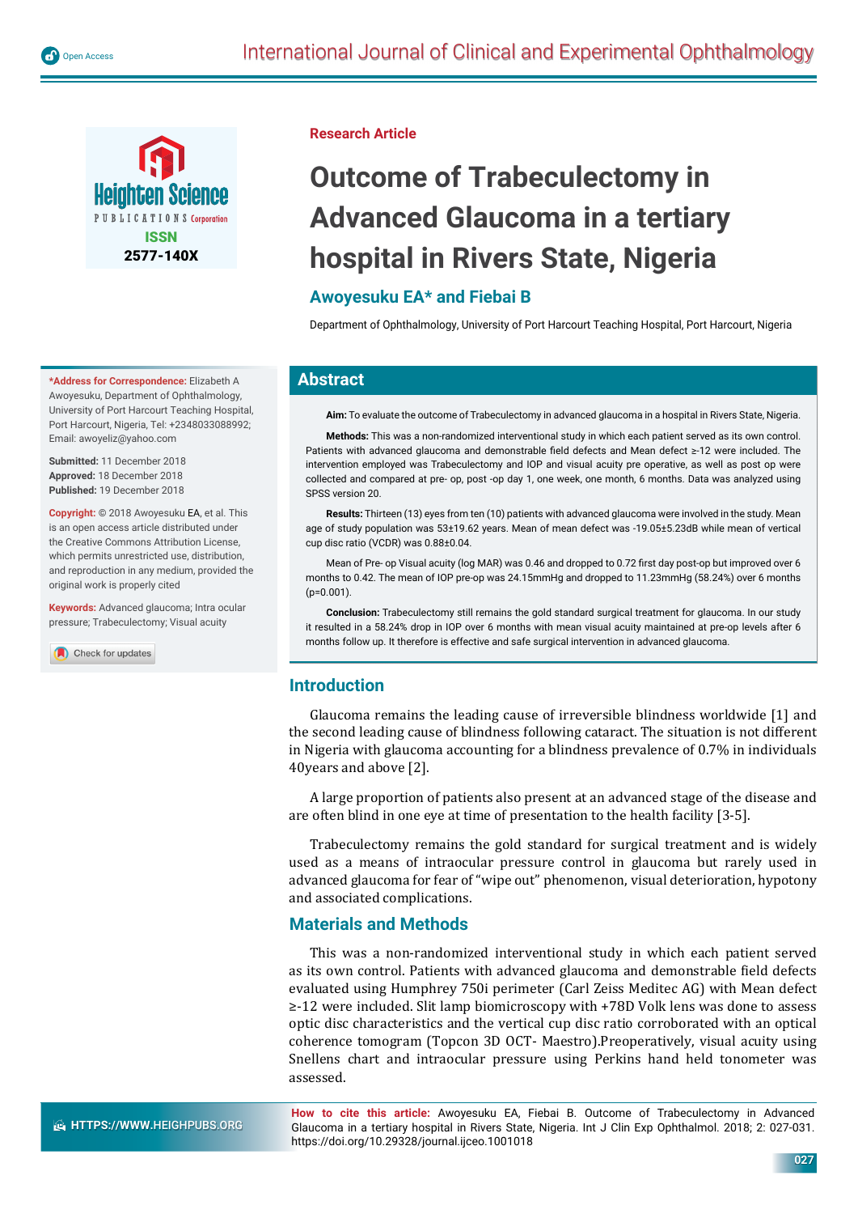Research Article

# Outcome of Trabeculectomy in Advanced Glaucoma in a tertiary hospital in Rivers State, Nigeria

**Awoyesuku EA\* and Fiebai B**

Department of Ophthalmology, University of Port Harcourt Teaching Hospital, Port Harcourt, Nigeria

**\*Address for Correspondence:** Elizabeth A Awoyesuku, Department of Ophthalmology, University of Port Harcourt Teaching Hospital, Port Harcourt, Nigeria, Tel: +2348033088992; Email: awoyeliz@yahoo.com

**Submitted:** 11 December 2018
**Approved:** 18 December 2018
**Published:** 19 December 2018

**Copyright:** © 2018 Awoyesuku EA, et al. This is an open access article distributed under the Creative Commons Attribution License, which permits unrestricted use, distribution, and reproduction in any medium, provided the original work is properly cited

**Keywords:** Advanced glaucoma; Intra ocular pressure; Trabeculectomy; Visual acuity

## Abstract

**Aim:** To evaluate the outcome of Trabeculectomy in advanced glaucoma in a hospital in Rivers State, Nigeria.

**Methods:** This was a non-randomized interventional study in which each patient served as its own control. Patients with advanced glaucoma and demonstrable field defects and Mean defect ≥-12 were included. The intervention employed was Trabeculectomy and IOP and visual acuity pre operative, as well as post op were collected and compared at pre- op, post -op day 1, one week, one month, 6 months. Data was analyzed using SPSS version 20.

**Results:** Thirteen (13) eyes from ten (10) patients with advanced glaucoma were involved in the study. Mean age of study population was 53±19.62 years. Mean of mean defect was -19.05±5.23dB while mean of vertical cup disc ratio (VCDR) was 0.88±0.04.

Mean of Pre- op Visual acuity (log MAR) was 0.46 and dropped to 0.72 first day post-op but improved over 6 months to 0.42. The mean of IOP pre-op was 24.15mmHg and dropped to 11.23mmHg (58.24%) over 6 months (p=0.001).

**Conclusion:** Trabeculectomy still remains the gold standard surgical treatment for glaucoma. In our study it resulted in a 58.24% drop in IOP over 6 months with mean visual acuity maintained at pre-op levels after 6 months follow up. It therefore is effective and safe surgical intervention in advanced glaucoma.

## Introduction

Glaucoma remains the leading cause of irreversible blindness worldwide [1] and the second leading cause of blindness following cataract. The situation is not different in Nigeria with glaucoma accounting for a blindness prevalence of 0.7% in individuals 40years and above [2].

A large proportion of patients also present at an advanced stage of the disease and are often blind in one eye at time of presentation to the health facility [3-5].

Trabeculectomy remains the gold standard for surgical treatment and is widely used as a means of intraocular pressure control in glaucoma but rarely used in advanced glaucoma for fear of "wipe out" phenomenon, visual deterioration, hypotony and associated complications.

## Materials and Methods

This was a non-randomized interventional study in which each patient served as its own control. Patients with advanced glaucoma and demonstrable field defects evaluated using Humphrey 750i perimeter (Carl Zeiss Meditec AG) with Mean defect ≥-12 were included. Slit lamp biomicroscopy with +78D Volk lens was done to assess optic disc characteristics and the vertical cup disc ratio corroborated with an optical coherence tomogram (Topcon 3D OCT- Maestro).Preoperatively, visual acuity using Snellens chart and intraocular pressure using Perkins hand held tonometer was assessed.

**How to cite this article:** Awoyesuku EA, Fiebai B. Outcome of Trabeculectomy in Advanced Glaucoma in a tertiary hospital in Rivers State, Nigeria. Int J Clin Exp Ophthalmol. 2018; 2: 027-031. https://doi.org/10.29328/journal.ijceo.1001018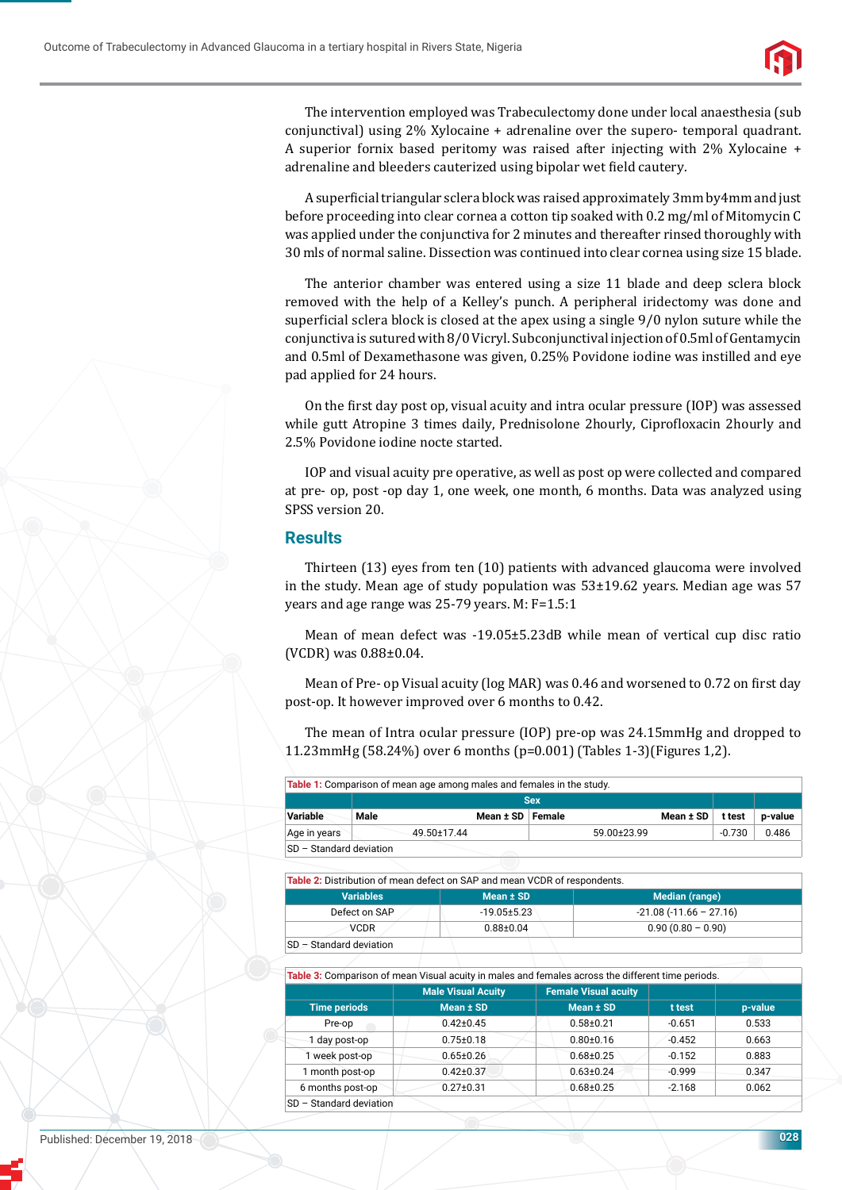The intervention employed was Trabeculectomy done under local anaesthesia (sub conjunctival) using 2% Xylocaine + adrenaline over the supero- temporal quadrant. A superior fornix based peritomy was raised after injecting with 2% Xylocaine + adrenaline and bleeders cauterized using bipolar wet field cautery.

A superficial triangular sclera block was raised approximately 3mm by4mm and just before proceeding into clear cornea a cotton tip soaked with 0.2 mg/ml of Mitomycin C was applied under the conjunctiva for 2 minutes and thereafter rinsed thoroughly with 30 mls of normal saline. Dissection was continued into clear cornea using size 15 blade.

The anterior chamber was entered using a size 11 blade and deep sclera block removed with the help of a Kelley's punch. A peripheral iridectomy was done and superficial sclera block is closed at the apex using a single 9/0 nylon suture while the conjunctiva is sutured with 8/0 Vicryl. Subconjunctival injection of 0.5ml of Gentamycin and 0.5ml of Dexamethasone was given, 0.25% Povidone iodine was instilled and eye pad applied for 24 hours.

On the first day post op, visual acuity and intra ocular pressure (IOP) was assessed while gutt Atropine 3 times daily, Prednisolone 2hourly, Ciprofloxacin 2hourly and 2.5% Povidone iodine nocte started.

IOP and visual acuity pre operative, as well as post op were collected and compared at pre- op, post -op day 1, one week, one month, 6 months. Data was analyzed using SPSS version 20.

## Results

Thirteen (13) eyes from ten (10) patients with advanced glaucoma were involved in the study. Mean age of study population was 53±19.62 years. Median age was 57 years and age range was 25-79 years. M: F=1.5:1

Mean of mean defect was -19.05±5.23dB while mean of vertical cup disc ratio (VCDR) was 0.88±0.04.

Mean of Pre- op Visual acuity (log MAR) was 0.46 and worsened to 0.72 on first day post-op. It however improved over 6 months to 0.42.

The mean of Intra ocular pressure (IOP) pre-op was 24.15mmHg and dropped to 11.23mmHg (58.24%) over 6 months (p=0.001) (Tables 1-3)(Figures 1,2).

**Table 1:** Comparison of mean age among males and females in the study.

| | Sex | | | |
|---|---|---|---|---|
| Variable | Male Mean ± SD | Female Mean ± SD | t test | p-value |
| Age in years | 49.50±17.44 | 59.00±23.99 | -0.730 | 0.486 |

SD – Standard deviation

**Table 2:** Distribution of mean defect on SAP and mean VCDR of respondents.

| Variables | Mean ± SD | Median (range) |
|---|---|---|
| Defect on SAP | -19.05±5.23 | -21.08 (-11.66 – 27.16) |
| VCDR | 0.88±0.04 | 0.90 (0.80 – 0.90) |

SD – Standard deviation

**Table 3:** Comparison of mean Visual acuity in males and females across the different time periods.

| | Male Visual Acuity | Female Visual acuity | | |
|---|---|---|---|---|
| Time periods | Mean ± SD | Mean ± SD | t test | p-value |
| Pre-op | 0.42±0.45 | 0.58±0.21 | -0.651 | 0.533 |
| 1 day post-op | 0.75±0.18 | 0.80±0.16 | -0.452 | 0.663 |
| 1 week post-op | 0.65±0.26 | 0.68±0.25 | -0.152 | 0.883 |
| 1 month post-op | 0.42±0.37 | 0.63±0.24 | -0.999 | 0.347 |
| 6 months post-op | 0.27±0.31 | 0.68±0.25 | -2.168 | 0.062 |

SD – Standard deviation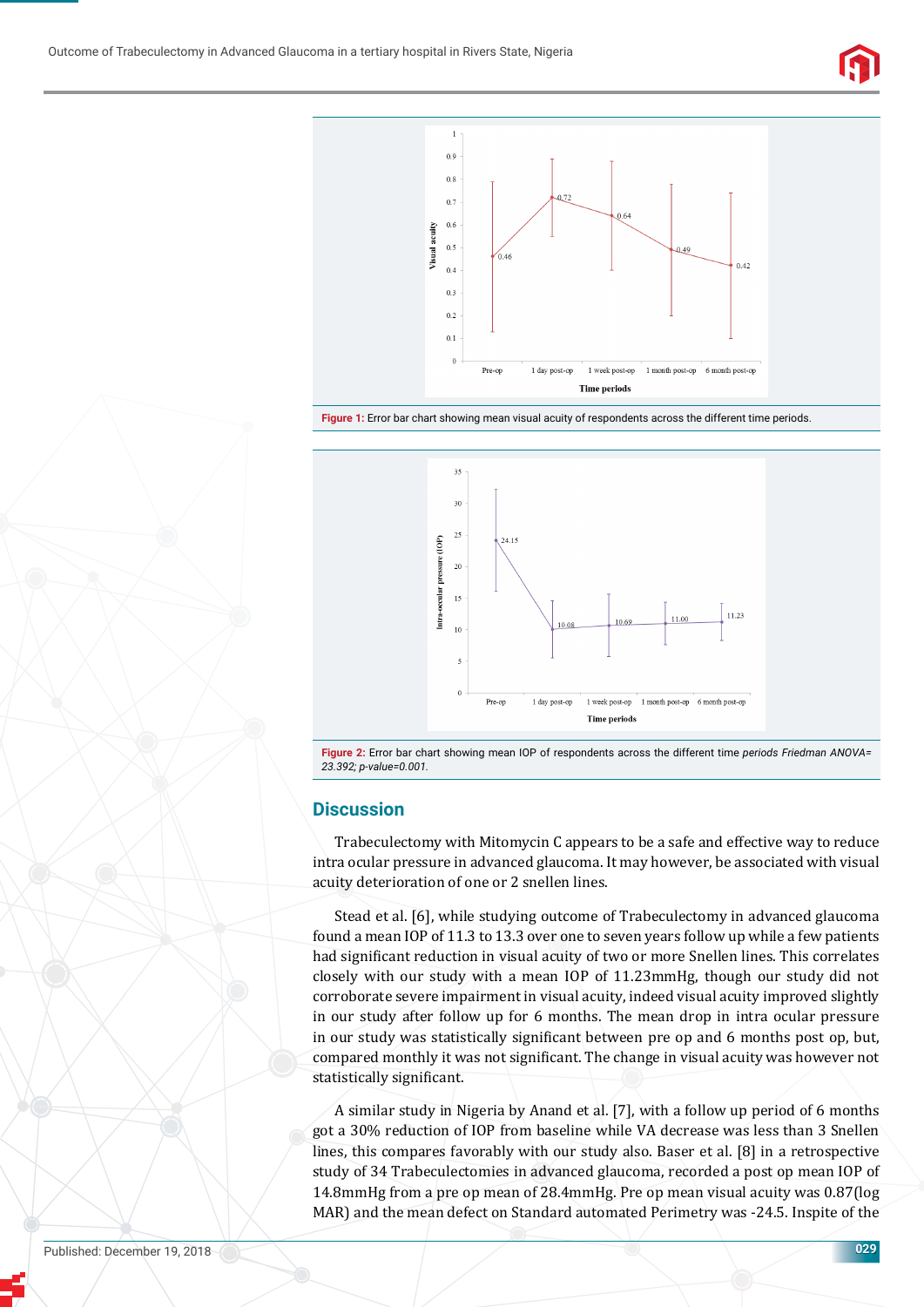**Figure 1:** Error bar chart showing mean visual acuity of respondents across the different time periods.

**Figure 2:** Error bar chart showing mean IOP of respondents across the different time *periods Friedman ANOVA= 23.392; p-value=0.001.*

## Discussion

Trabeculectomy with Mitomycin C appears to be a safe and effective way to reduce intra ocular pressure in advanced glaucoma. It may however, be associated with visual acuity deterioration of one or 2 snellen lines.

Stead et al. [6], while studying outcome of Trabeculectomy in advanced glaucoma found a mean IOP of 11.3 to 13.3 over one to seven years follow up while a few patients had significant reduction in visual acuity of two or more Snellen lines. This correlates closely with our study with a mean IOP of 11.23mmHg, though our study did not corroborate severe impairment in visual acuity, indeed visual acuity improved slightly in our study after follow up for 6 months. The mean drop in intra ocular pressure in our study was statistically significant between pre op and 6 months post op, but, compared monthly it was not significant. The change in visual acuity was however not statistically significant.

A similar study in Nigeria by Anand et al. [7], with a follow up period of 6 months got a 30% reduction of IOP from baseline while VA decrease was less than 3 Snellen lines, this compares favorably with our study also. Baser et al. [8] in a retrospective study of 34 Trabeculectomies in advanced glaucoma, recorded a post op mean IOP of 14.8mmHg from a pre op mean of 28.4mmHg. Pre op mean visual acuity was 0.87(log MAR) and the mean defect on Standard automated Perimetry was -24.5. Inspite of the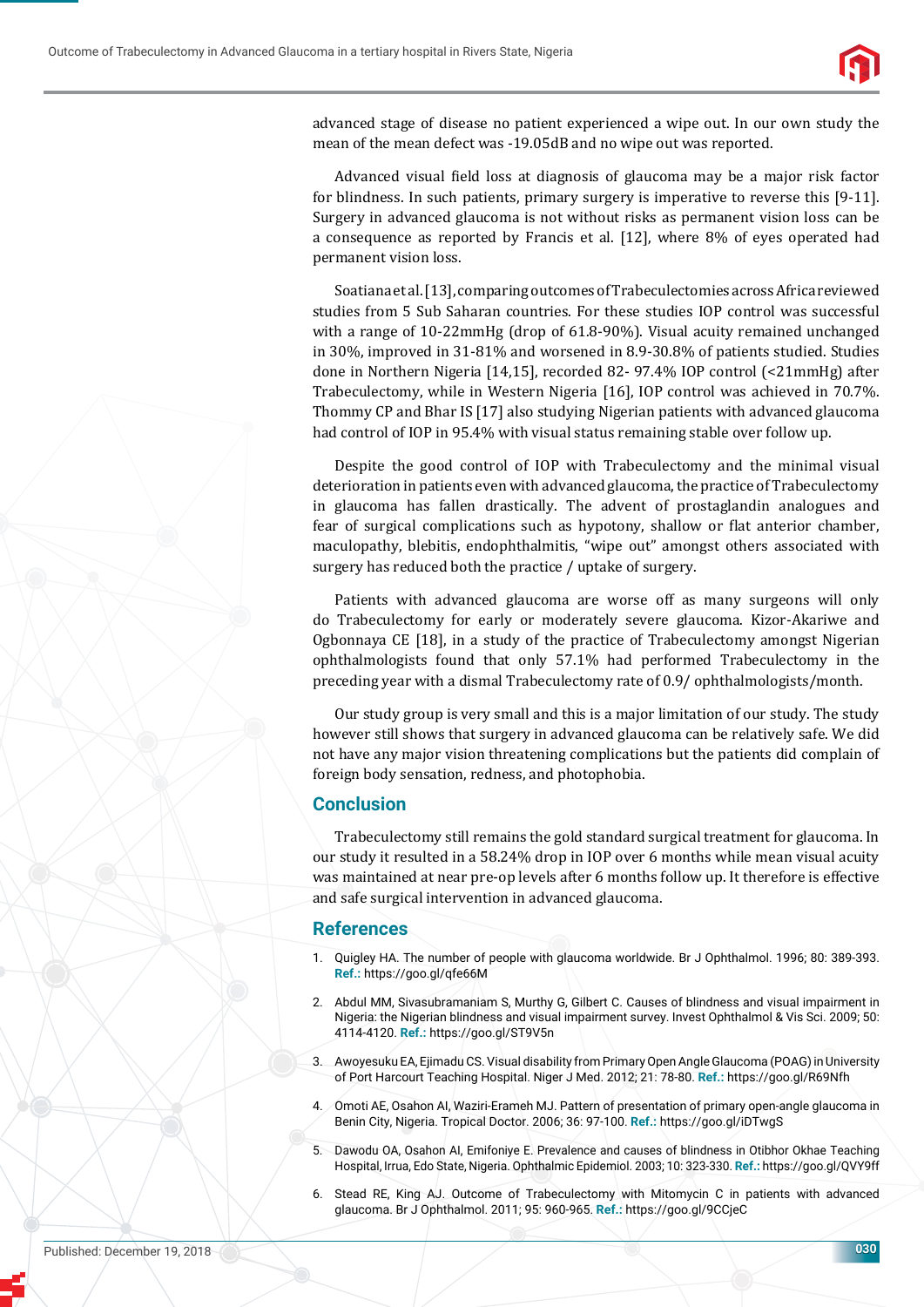advanced stage of disease no patient experienced a wipe out. In our own study the mean of the mean defect was -19.05dB and no wipe out was reported.

Advanced visual field loss at diagnosis of glaucoma may be a major risk factor for blindness. In such patients, primary surgery is imperative to reverse this [9-11]. Surgery in advanced glaucoma is not without risks as permanent vision loss can be a consequence as reported by Francis et al. [12], where 8% of eyes operated had permanent vision loss.

Soatiana et al. [13], comparing outcomes of Trabeculectomies across Africa reviewed studies from 5 Sub Saharan countries. For these studies IOP control was successful with a range of 10-22mmHg (drop of 61.8-90%). Visual acuity remained unchanged in 30%, improved in 31-81% and worsened in 8.9-30.8% of patients studied. Studies done in Northern Nigeria [14,15], recorded 82- 97.4% IOP control (<21mmHg) after Trabeculectomy, while in Western Nigeria [16], IOP control was achieved in 70.7%. Thommy CP and Bhar IS [17] also studying Nigerian patients with advanced glaucoma had control of IOP in 95.4% with visual status remaining stable over follow up.

Despite the good control of IOP with Trabeculectomy and the minimal visual deterioration in patients even with advanced glaucoma, the practice of Trabeculectomy in glaucoma has fallen drastically. The advent of prostaglandin analogues and fear of surgical complications such as hypotony, shallow or flat anterior chamber, maculopathy, blebitis, endophthalmitis, "wipe out" amongst others associated with surgery has reduced both the practice / uptake of surgery.

Patients with advanced glaucoma are worse off as many surgeons will only do Trabeculectomy for early or moderately severe glaucoma. Kizor-Akariwe and Ogbonnaya CE [18], in a study of the practice of Trabeculectomy amongst Nigerian ophthalmologists found that only 57.1% had performed Trabeculectomy in the preceding year with a dismal Trabeculectomy rate of 0.9/ ophthalmologists/month.

Our study group is very small and this is a major limitation of our study. The study however still shows that surgery in advanced glaucoma can be relatively safe. We did not have any major vision threatening complications but the patients did complain of foreign body sensation, redness, and photophobia.

## Conclusion

Trabeculectomy still remains the gold standard surgical treatment for glaucoma. In our study it resulted in a 58.24% drop in IOP over 6 months while mean visual acuity was maintained at near pre-op levels after 6 months follow up. It therefore is effective and safe surgical intervention in advanced glaucoma.

## References

1. Quigley HA. The number of people with glaucoma worldwide. Br J Ophthalmol. 1996; 80: 389-393. **Ref.:** https://goo.gl/qfe66M
2. Abdul MM, Sivasubramaniam S, Murthy G, Gilbert C. Causes of blindness and visual impairment in Nigeria: the Nigerian blindness and visual impairment survey. Invest Ophthalmol & Vis Sci. 2009; 50: 4114-4120. **Ref.:** https://goo.gl/ST9V5n
3. Awoyesuku EA, Ejimadu CS. Visual disability from Primary Open Angle Glaucoma (POAG) in University of Port Harcourt Teaching Hospital. Niger J Med. 2012; 21: 78-80. **Ref.:** https://goo.gl/R69Nfh
4. Omoti AE, Osahon AI, Waziri-Erameh MJ. Pattern of presentation of primary open-angle glaucoma in Benin City, Nigeria. Tropical Doctor. 2006; 36: 97-100. **Ref.:** https://goo.gl/iDTwgS
5. Dawodu OA, Osahon AI, Emifoniye E. Prevalence and causes of blindness in Otibhor Okhae Teaching Hospital, Irrua, Edo State, Nigeria. Ophthalmic Epidemiol. 2003; 10: 323-330. **Ref.:** https://goo.gl/QVY9ff
6. Stead RE, King AJ. Outcome of Trabeculectomy with Mitomycin C in patients with advanced glaucoma. Br J Ophthalmol. 2011; 95: 960-965. **Ref.:** https://goo.gl/9CCjeC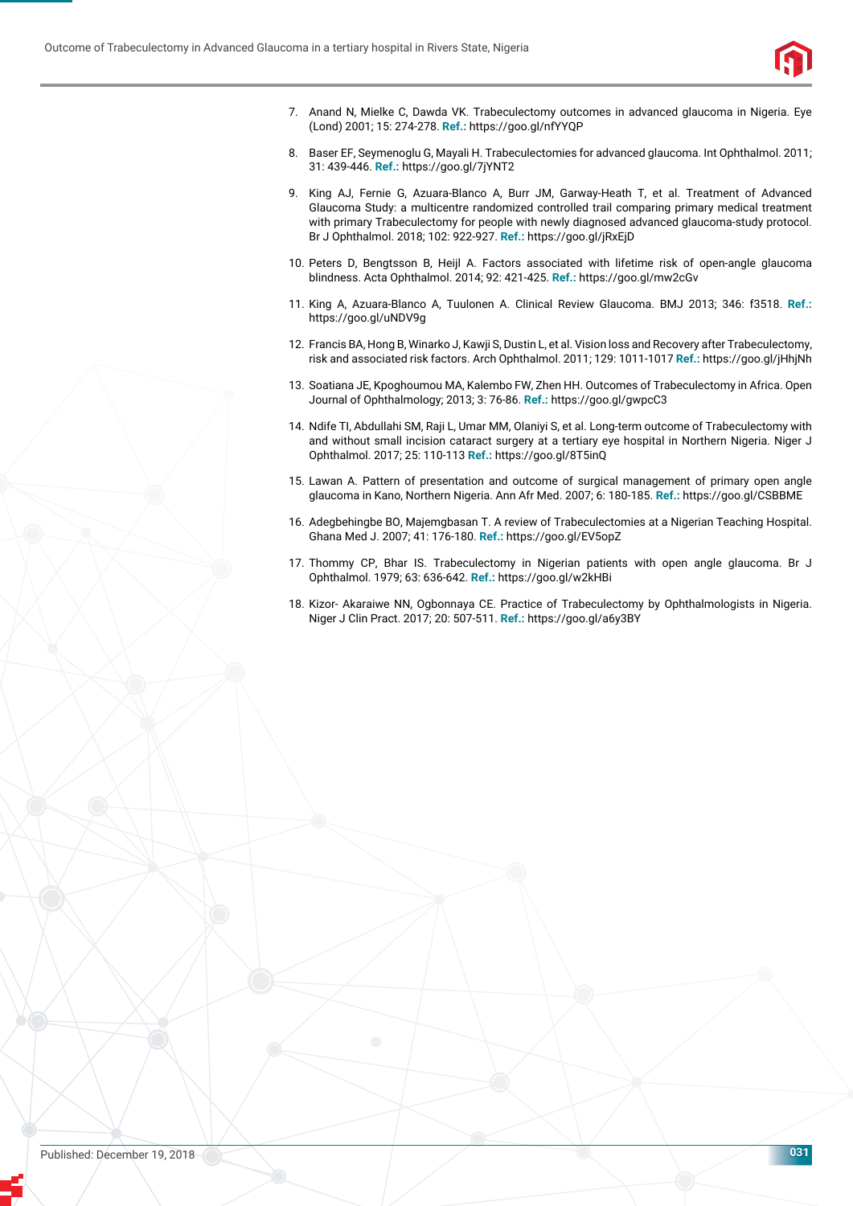7. Anand N, Mielke C, Dawda VK. Trabeculectomy outcomes in advanced glaucoma in Nigeria. Eye (Lond) 2001; 15: 274-278. **Ref.:** https://goo.gl/nfYYQP

8. Baser EF, Seymenoglu G, Mayali H. Trabeculectomies for advanced glaucoma. Int Ophthalmol. 2011; 31: 439-446. **Ref.:** https://goo.gl/7jYNT2

9. King AJ, Fernie G, Azuara-Blanco A, Burr JM, Garway-Heath T, et al. Treatment of Advanced Glaucoma Study: a multicentre randomized controlled trail comparing primary medical treatment with primary Trabeculectomy for people with newly diagnosed advanced glaucoma-study protocol. Br J Ophthalmol. 2018; 102: 922-927. **Ref.:** https://goo.gl/jRxEjD

10. Peters D, Bengtsson B, Heijl A. Factors associated with lifetime risk of open-angle glaucoma blindness. Acta Ophthalmol. 2014; 92: 421-425. **Ref.:** https://goo.gl/mw2cGv

11. King A, Azuara-Blanco A, Tuulonen A. Clinical Review Glaucoma. BMJ 2013; 346: f3518. **Ref.:** https://goo.gl/uNDV9g

12. Francis BA, Hong B, Winarko J, Kawji S, Dustin L, et al. Vision loss and Recovery after Trabeculectomy, risk and associated risk factors. Arch Ophthalmol. 2011; 129: 1011-1017 **Ref.:** https://goo.gl/jHhjNh

13. Soatiana JE, Kpoghoumou MA, Kalembo FW, Zhen HH. Outcomes of Trabeculectomy in Africa. Open Journal of Ophthalmology; 2013; 3: 76-86. **Ref.:** https://goo.gl/gwpcC3

14. Ndife TI, Abdullahi SM, Raji L, Umar MM, Olaniyi S, et al. Long-term outcome of Trabeculectomy with and without small incision cataract surgery at a tertiary eye hospital in Northern Nigeria. Niger J Ophthalmol. 2017; 25: 110-113 **Ref.:** https://goo.gl/8T5inQ

15. Lawan A. Pattern of presentation and outcome of surgical management of primary open angle glaucoma in Kano, Northern Nigeria. Ann Afr Med. 2007; 6: 180-185. **Ref.:** https://goo.gl/CSBBME

16. Adegbehingbe BO, Majemgbasan T. A review of Trabeculectomies at a Nigerian Teaching Hospital. Ghana Med J. 2007; 41: 176-180. **Ref.:** https://goo.gl/EV5opZ

17. Thommy CP, Bhar IS. Trabeculectomy in Nigerian patients with open angle glaucoma. Br J Ophthalmol. 1979; 63: 636-642. **Ref.:** https://goo.gl/w2kHBi

18. Kizor- Akaraiwe NN, Ogbonnaya CE. Practice of Trabeculectomy by Ophthalmologists in Nigeria. Niger J Clin Pract. 2017; 20: 507-511. **Ref.:** https://goo.gl/a6y3BY